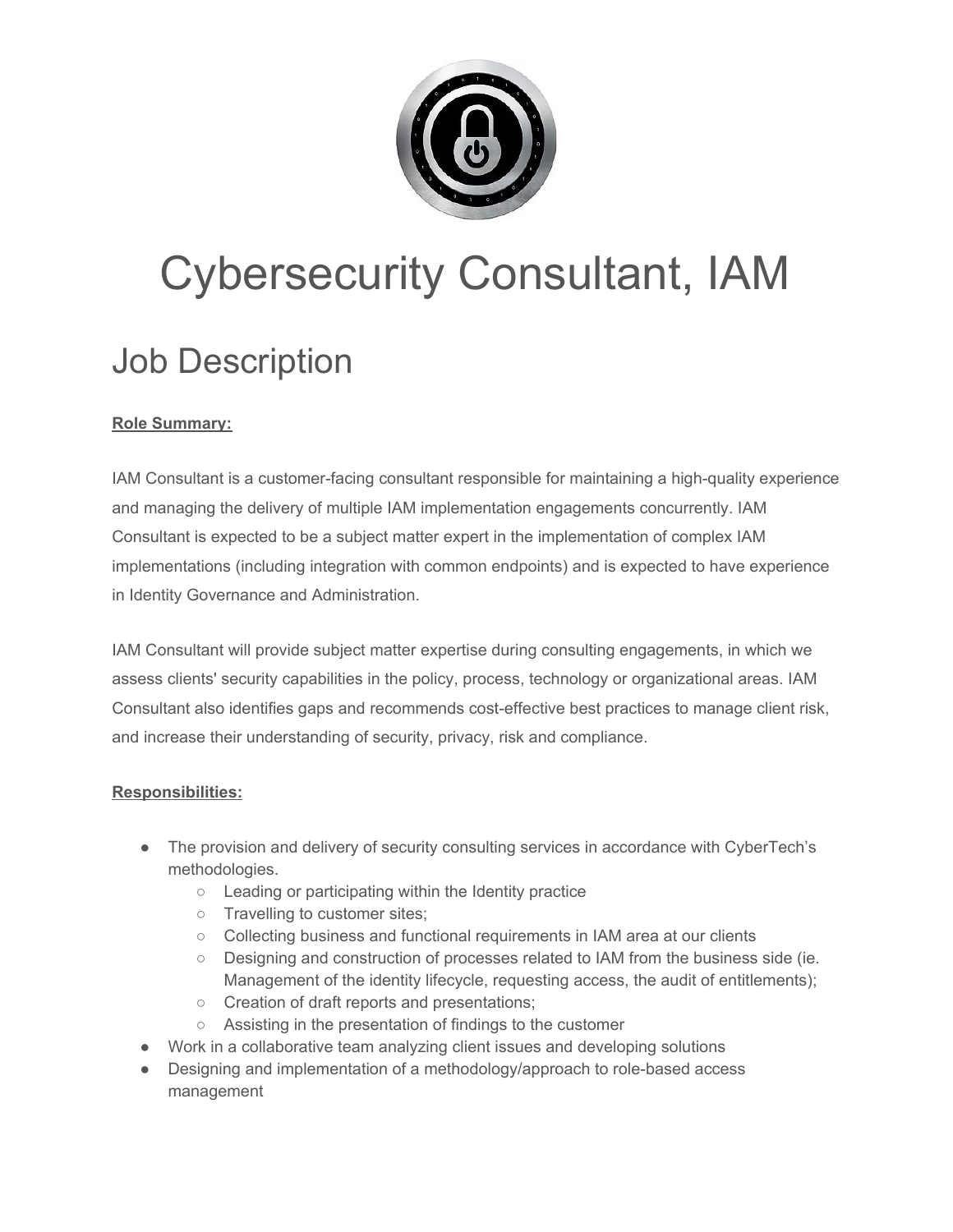# Cybersecurity Consultant, IAM

## Job Description

**Role Summary:**

IAM Consultant is a customer-facing consultant responsible for maintaining a high-quality experience and managing the delivery of multiple IAM implementation engagements concurrently. IAM Consultant is expected to be a subject matter expert in the implementation of complex IAM implementations (including integration with common endpoints) and is expected to have experience in Identity Governance and Administration.

IAM Consultant will provide subject matter expertise during consulting engagements, in which we assess clients' security capabilities in the policy, process, technology or organizational areas. IAM Consultant also identifies gaps and recommends cost-effective best practices to manage client risk, and increase their understanding of security, privacy, risk and compliance.

**Responsibilities:**

- The provision and delivery of security consulting services in accordance with CyberTech's methodologies.
  - Leading or participating within the Identity practice
  - Travelling to customer sites;
  - Collecting business and functional requirements in IAM area at our clients
  - Designing and construction of processes related to IAM from the business side (ie. Management of the identity lifecycle, requesting access, the audit of entitlements);
  - Creation of draft reports and presentations;
  - Assisting in the presentation of findings to the customer
- Work in a collaborative team analyzing client issues and developing solutions
- Designing and implementation of a methodology/approach to role-based access management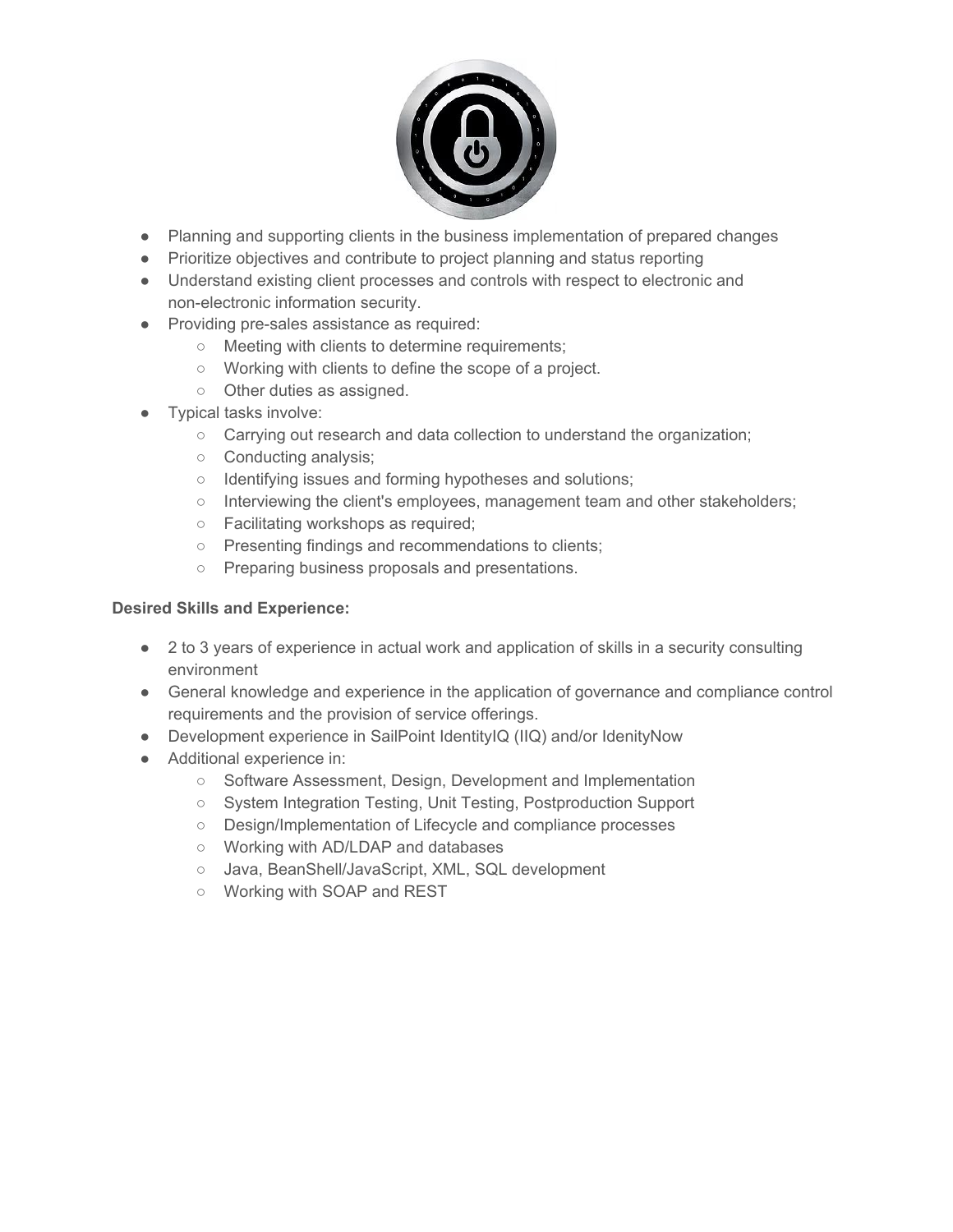- Planning and supporting clients in the business implementation of prepared changes
- Prioritize objectives and contribute to project planning and status reporting
- Understand existing client processes and controls with respect to electronic and non-electronic information security.
- Providing pre-sales assistance as required:
  - Meeting with clients to determine requirements;
  - Working with clients to define the scope of a project.
  - Other duties as assigned.
- Typical tasks involve:
  - Carrying out research and data collection to understand the organization;
  - Conducting analysis;
  - Identifying issues and forming hypotheses and solutions;
  - Interviewing the client's employees, management team and other stakeholders;
  - Facilitating workshops as required;
  - Presenting findings and recommendations to clients;
  - Preparing business proposals and presentations.

**Desired Skills and Experience:**

- 2 to 3 years of experience in actual work and application of skills in a security consulting environment
- General knowledge and experience in the application of governance and compliance control requirements and the provision of service offerings.
- Development experience in SailPoint IdentityIQ (IIQ) and/or IdenityNow
- Additional experience in:
  - Software Assessment, Design, Development and Implementation
  - System Integration Testing, Unit Testing, Postproduction Support
  - Design/Implementation of Lifecycle and compliance processes
  - Working with AD/LDAP and databases
  - Java, BeanShell/JavaScript, XML, SQL development
  - Working with SOAP and REST